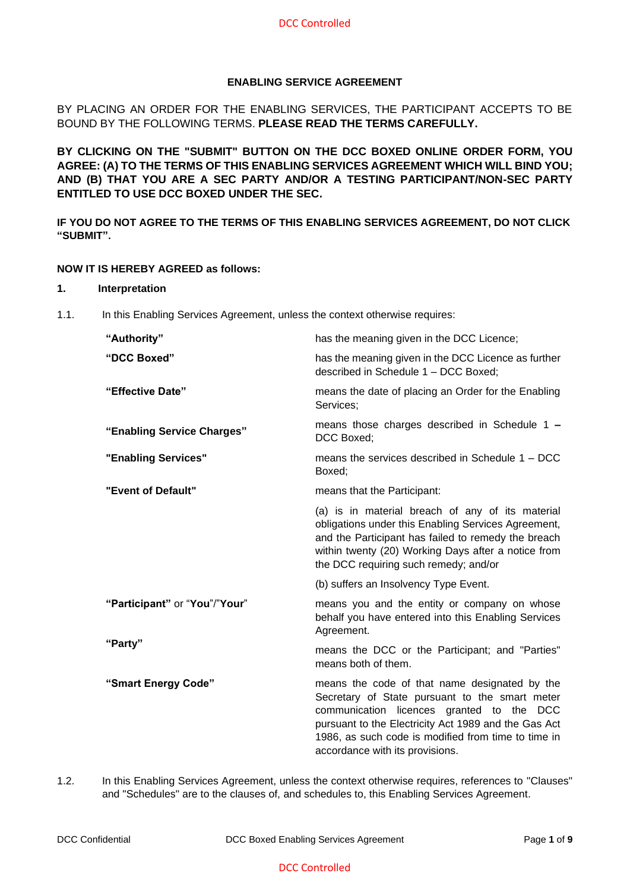# ENABLING SERVICE AGREEMENT

BY PLACING AN ORDER FOR THE ENABLING SERVICES, THE PARTICIPANT ACCEPTS TO BE BOUND BY THE FOLLOWING TERMS. **PLEASE READ THE TERMS CAREFULLY.**

**BY CLICKING ON THE "SUBMIT" BUTTON ON THE DCC BOXED ONLINE ORDER FORM, YOU AGREE: (A) TO THE TERMS OF THIS ENABLING SERVICES AGREEMENT WHICH WILL BIND YOU; AND (B) THAT YOU ARE A SEC PARTY AND/OR A TESTING PARTICIPANT/NON-SEC PARTY ENTITLED TO USE DCC BOXED UNDER THE SEC.**

**IF YOU DO NOT AGREE TO THE TERMS OF THIS ENABLING SERVICES AGREEMENT, DO NOT CLICK "SUBMIT".**

**NOW IT IS HEREBY AGREED as follows:**

## 1. Interpretation

1.1. In this Enabling Services Agreement, unless the context otherwise requires:

| | |
|---|---|
| **"Authority"** | has the meaning given in the DCC Licence; |
| **"DCC Boxed"** | has the meaning given in the DCC Licence as further described in Schedule 1 – DCC Boxed; |
| **"Effective Date"** | means the date of placing an Order for the Enabling Services; |
| **"Enabling Service Charges"** | means those charges described in Schedule 1 **–** DCC Boxed; |
| **"Enabling Services"** | means the services described in Schedule 1 – DCC Boxed; |
| **"Event of Default"** | means that the Participant: |
| | (a) is in material breach of any of its material obligations under this Enabling Services Agreement, and the Participant has failed to remedy the breach within twenty (20) Working Days after a notice from the DCC requiring such remedy; and/or |
| | (b) suffers an Insolvency Type Event. |
| **"Participant"** or "**You**"/"**Your**" | means you and the entity or company on whose behalf you have entered into this Enabling Services Agreement. |
| **"Party"** | means the DCC or the Participant; and "Parties" means both of them. |
| **"Smart Energy Code"** | means the code of that name designated by the Secretary of State pursuant to the smart meter communication licences granted to the DCC pursuant to the Electricity Act 1989 and the Gas Act 1986, as such code is modified from time to time in accordance with its provisions. |

1.2. In this Enabling Services Agreement, unless the context otherwise requires, references to "Clauses" and "Schedules" are to the clauses of, and schedules to, this Enabling Services Agreement.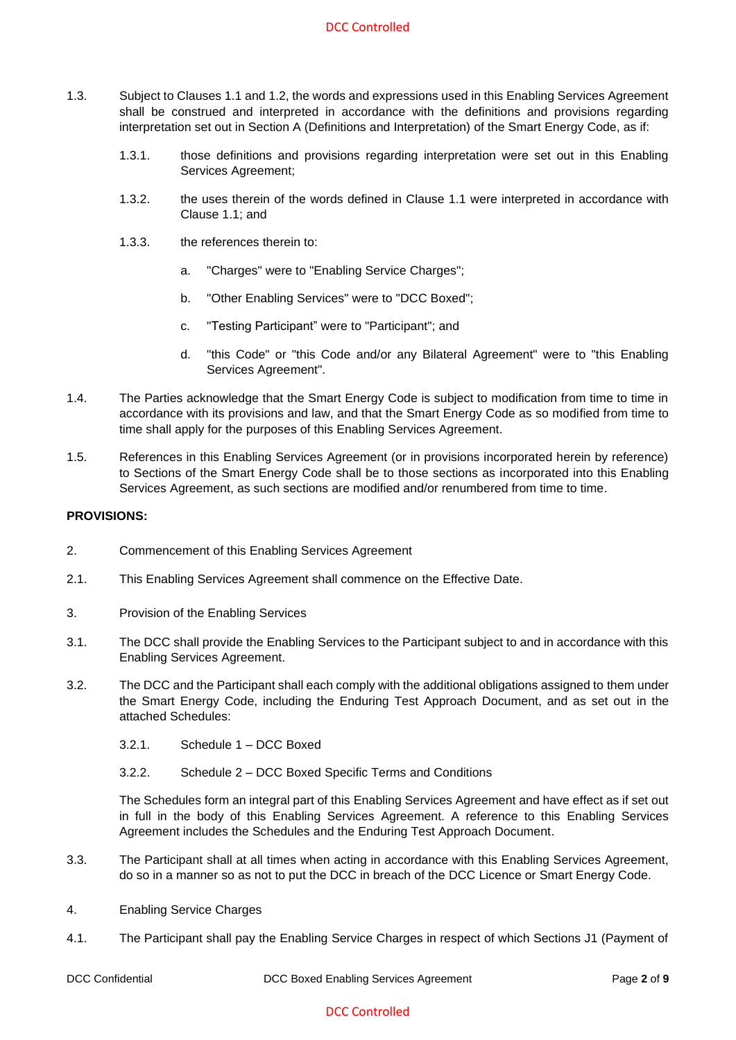1.3. Subject to Clauses 1.1 and 1.2, the words and expressions used in this Enabling Services Agreement shall be construed and interpreted in accordance with the definitions and provisions regarding interpretation set out in Section A (Definitions and Interpretation) of the Smart Energy Code, as if:

1.3.1. those definitions and provisions regarding interpretation were set out in this Enabling Services Agreement;

1.3.2. the uses therein of the words defined in Clause 1.1 were interpreted in accordance with Clause 1.1; and

1.3.3. the references therein to:

a. "Charges" were to "Enabling Service Charges";

b. "Other Enabling Services" were to "DCC Boxed";

c. "Testing Participant" were to "Participant"; and

d. "this Code" or "this Code and/or any Bilateral Agreement" were to "this Enabling Services Agreement".

1.4. The Parties acknowledge that the Smart Energy Code is subject to modification from time to time in accordance with its provisions and law, and that the Smart Energy Code as so modified from time to time shall apply for the purposes of this Enabling Services Agreement.

1.5. References in this Enabling Services Agreement (or in provisions incorporated herein by reference) to Sections of the Smart Energy Code shall be to those sections as incorporated into this Enabling Services Agreement, as such sections are modified and/or renumbered from time to time.

**PROVISIONS:**

2. Commencement of this Enabling Services Agreement

2.1. This Enabling Services Agreement shall commence on the Effective Date.

3. Provision of the Enabling Services

3.1. The DCC shall provide the Enabling Services to the Participant subject to and in accordance with this Enabling Services Agreement.

3.2. The DCC and the Participant shall each comply with the additional obligations assigned to them under the Smart Energy Code, including the Enduring Test Approach Document, and as set out in the attached Schedules:

3.2.1. Schedule 1 – DCC Boxed

3.2.2. Schedule 2 – DCC Boxed Specific Terms and Conditions

The Schedules form an integral part of this Enabling Services Agreement and have effect as if set out in full in the body of this Enabling Services Agreement. A reference to this Enabling Services Agreement includes the Schedules and the Enduring Test Approach Document.

3.3. The Participant shall at all times when acting in accordance with this Enabling Services Agreement, do so in a manner so as not to put the DCC in breach of the DCC Licence or Smart Energy Code.

4. Enabling Service Charges

4.1. The Participant shall pay the Enabling Service Charges in respect of which Sections J1 (Payment of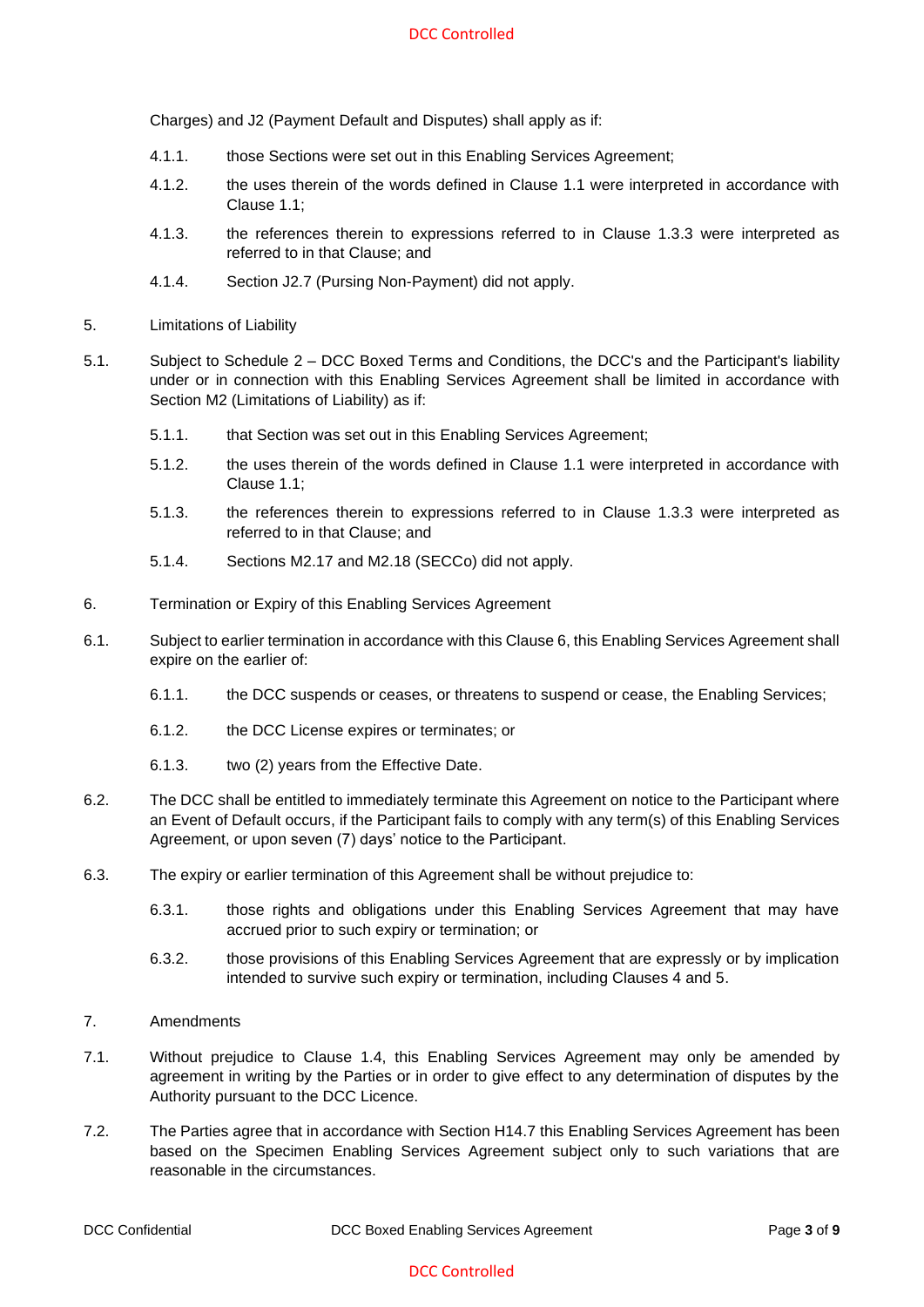Charges) and J2 (Payment Default and Disputes) shall apply as if:

4.1.1. those Sections were set out in this Enabling Services Agreement;

4.1.2. the uses therein of the words defined in Clause 1.1 were interpreted in accordance with Clause 1.1;

4.1.3. the references therein to expressions referred to in Clause 1.3.3 were interpreted as referred to in that Clause; and

4.1.4. Section J2.7 (Pursing Non-Payment) did not apply.

## 5. Limitations of Liability

5.1. Subject to Schedule 2 – DCC Boxed Terms and Conditions, the DCC's and the Participant's liability under or in connection with this Enabling Services Agreement shall be limited in accordance with Section M2 (Limitations of Liability) as if:

5.1.1. that Section was set out in this Enabling Services Agreement;

5.1.2. the uses therein of the words defined in Clause 1.1 were interpreted in accordance with Clause 1.1;

5.1.3. the references therein to expressions referred to in Clause 1.3.3 were interpreted as referred to in that Clause; and

5.1.4. Sections M2.17 and M2.18 (SECCo) did not apply.

## 6. Termination or Expiry of this Enabling Services Agreement

6.1. Subject to earlier termination in accordance with this Clause 6, this Enabling Services Agreement shall expire on the earlier of:

6.1.1. the DCC suspends or ceases, or threatens to suspend or cease, the Enabling Services;

6.1.2. the DCC License expires or terminates; or

6.1.3. two (2) years from the Effective Date.

6.2. The DCC shall be entitled to immediately terminate this Agreement on notice to the Participant where an Event of Default occurs, if the Participant fails to comply with any term(s) of this Enabling Services Agreement, or upon seven (7) days' notice to the Participant.

6.3. The expiry or earlier termination of this Agreement shall be without prejudice to:

6.3.1. those rights and obligations under this Enabling Services Agreement that may have accrued prior to such expiry or termination; or

6.3.2. those provisions of this Enabling Services Agreement that are expressly or by implication intended to survive such expiry or termination, including Clauses 4 and 5.

## 7. Amendments

7.1. Without prejudice to Clause 1.4, this Enabling Services Agreement may only be amended by agreement in writing by the Parties or in order to give effect to any determination of disputes by the Authority pursuant to the DCC Licence.

7.2. The Parties agree that in accordance with Section H14.7 this Enabling Services Agreement has been based on the Specimen Enabling Services Agreement subject only to such variations that are reasonable in the circumstances.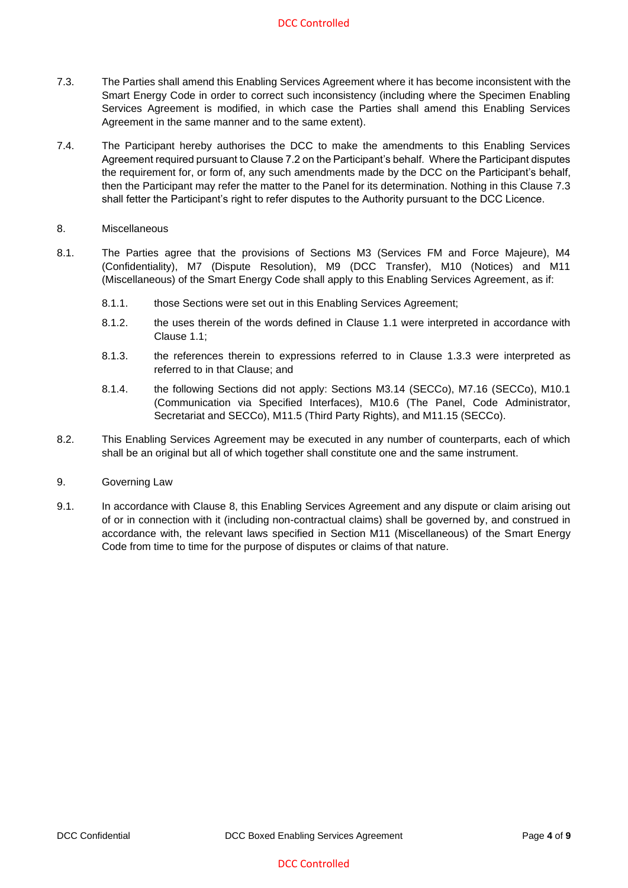7.3. The Parties shall amend this Enabling Services Agreement where it has become inconsistent with the Smart Energy Code in order to correct such inconsistency (including where the Specimen Enabling Services Agreement is modified, in which case the Parties shall amend this Enabling Services Agreement in the same manner and to the same extent).

7.4. The Participant hereby authorises the DCC to make the amendments to this Enabling Services Agreement required pursuant to Clause 7.2 on the Participant's behalf. Where the Participant disputes the requirement for, or form of, any such amendments made by the DCC on the Participant's behalf, then the Participant may refer the matter to the Panel for its determination. Nothing in this Clause 7.3 shall fetter the Participant's right to refer disputes to the Authority pursuant to the DCC Licence.

## 8. Miscellaneous

8.1. The Parties agree that the provisions of Sections M3 (Services FM and Force Majeure), M4 (Confidentiality), M7 (Dispute Resolution), M9 (DCC Transfer), M10 (Notices) and M11 (Miscellaneous) of the Smart Energy Code shall apply to this Enabling Services Agreement, as if:

- 8.1.1. those Sections were set out in this Enabling Services Agreement;
- 8.1.2. the uses therein of the words defined in Clause 1.1 were interpreted in accordance with Clause 1.1;
- 8.1.3. the references therein to expressions referred to in Clause 1.3.3 were interpreted as referred to in that Clause; and
- 8.1.4. the following Sections did not apply: Sections M3.14 (SECCo), M7.16 (SECCo), M10.1 (Communication via Specified Interfaces), M10.6 (The Panel, Code Administrator, Secretariat and SECCo), M11.5 (Third Party Rights), and M11.15 (SECCo).

8.2. This Enabling Services Agreement may be executed in any number of counterparts, each of which shall be an original but all of which together shall constitute one and the same instrument.

## 9. Governing Law

9.1. In accordance with Clause 8, this Enabling Services Agreement and any dispute or claim arising out of or in connection with it (including non-contractual claims) shall be governed by, and construed in accordance with, the relevant laws specified in Section M11 (Miscellaneous) of the Smart Energy Code from time to time for the purpose of disputes or claims of that nature.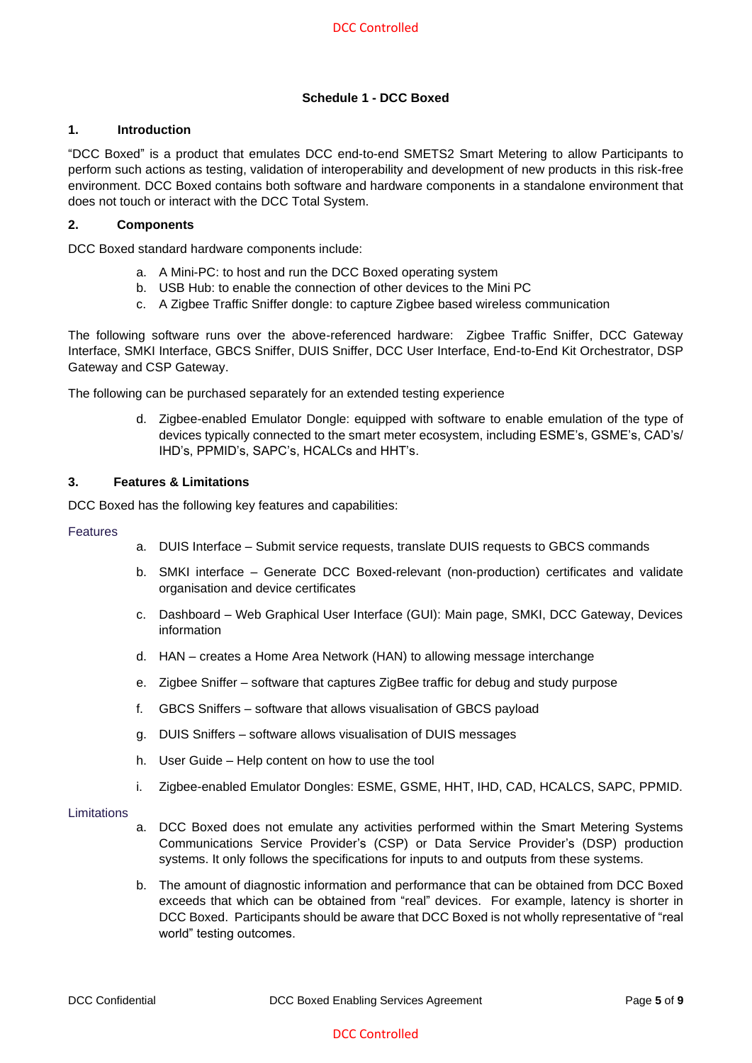## Schedule 1 - DCC Boxed

### 1. Introduction

"DCC Boxed" is a product that emulates DCC end-to-end SMETS2 Smart Metering to allow Participants to perform such actions as testing, validation of interoperability and development of new products in this risk-free environment. DCC Boxed contains both software and hardware components in a standalone environment that does not touch or interact with the DCC Total System.

### 2. Components

DCC Boxed standard hardware components include:

a. A Mini-PC: to host and run the DCC Boxed operating system
b. USB Hub: to enable the connection of other devices to the Mini PC
c. A Zigbee Traffic Sniffer dongle: to capture Zigbee based wireless communication

The following software runs over the above-referenced hardware: Zigbee Traffic Sniffer, DCC Gateway Interface, SMKI Interface, GBCS Sniffer, DUIS Sniffer, DCC User Interface, End-to-End Kit Orchestrator, DSP Gateway and CSP Gateway.

The following can be purchased separately for an extended testing experience

d. Zigbee-enabled Emulator Dongle: equipped with software to enable emulation of the type of devices typically connected to the smart meter ecosystem, including ESME's, GSME's, CAD's/ IHD's, PPMID's, SAPC's, HCALCs and HHT's.

### 3. Features & Limitations

DCC Boxed has the following key features and capabilities:

Features

a. DUIS Interface – Submit service requests, translate DUIS requests to GBCS commands

b. SMKI interface – Generate DCC Boxed-relevant (non-production) certificates and validate organisation and device certificates

c. Dashboard – Web Graphical User Interface (GUI): Main page, SMKI, DCC Gateway, Devices information

d. HAN – creates a Home Area Network (HAN) to allowing message interchange

e. Zigbee Sniffer – software that captures ZigBee traffic for debug and study purpose

f. GBCS Sniffers – software that allows visualisation of GBCS payload

g. DUIS Sniffers – software allows visualisation of DUIS messages

h. User Guide – Help content on how to use the tool

i. Zigbee-enabled Emulator Dongles: ESME, GSME, HHT, IHD, CAD, HCALCS, SAPC, PPMID.

Limitations

a. DCC Boxed does not emulate any activities performed within the Smart Metering Systems Communications Service Provider's (CSP) or Data Service Provider's (DSP) production systems. It only follows the specifications for inputs to and outputs from these systems.

b. The amount of diagnostic information and performance that can be obtained from DCC Boxed exceeds that which can be obtained from "real" devices. For example, latency is shorter in DCC Boxed. Participants should be aware that DCC Boxed is not wholly representative of "real world" testing outcomes.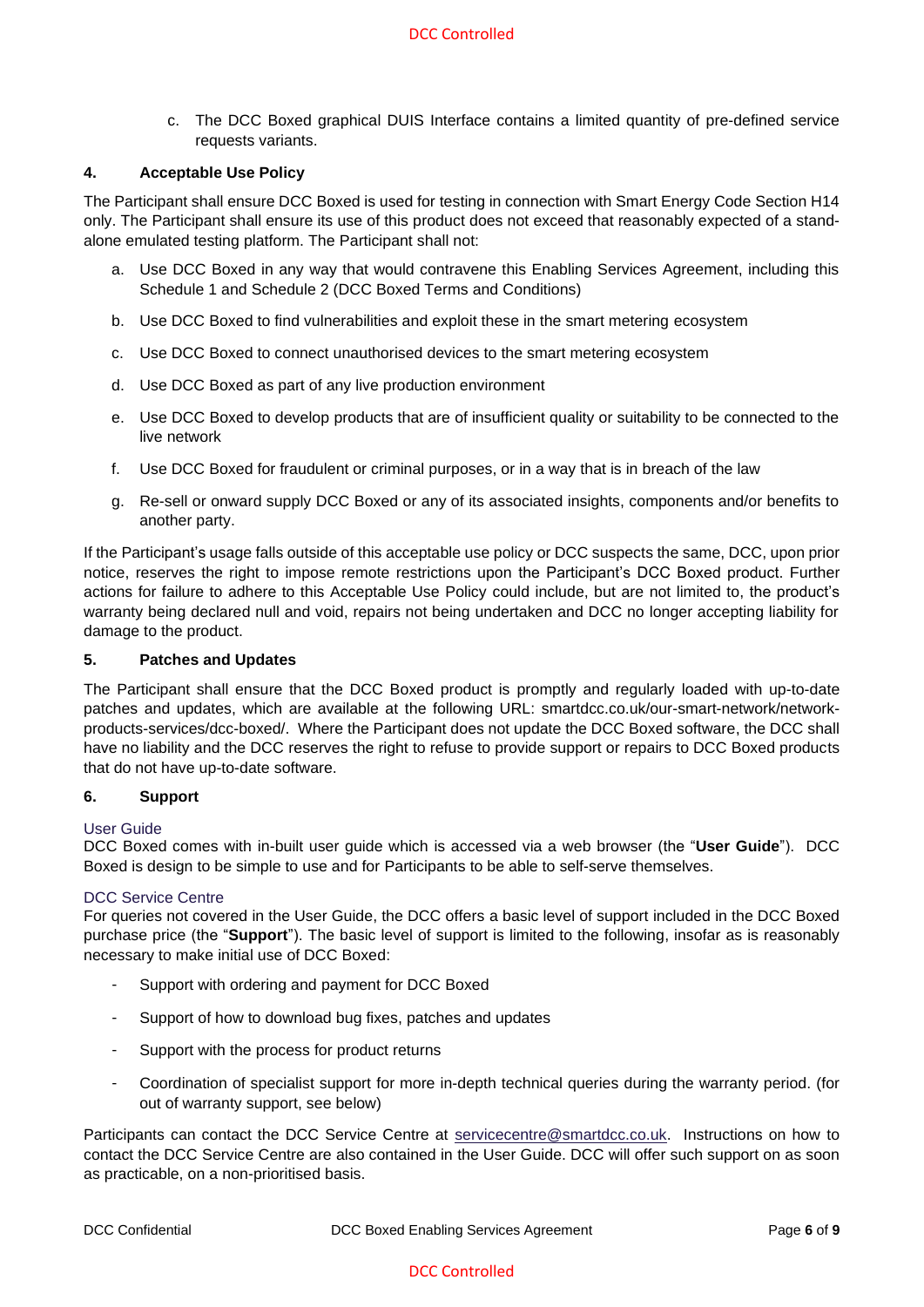c. The DCC Boxed graphical DUIS Interface contains a limited quantity of pre-defined service requests variants.

## 4. Acceptable Use Policy

The Participant shall ensure DCC Boxed is used for testing in connection with Smart Energy Code Section H14 only. The Participant shall ensure its use of this product does not exceed that reasonably expected of a stand-alone emulated testing platform. The Participant shall not:

a. Use DCC Boxed in any way that would contravene this Enabling Services Agreement, including this Schedule 1 and Schedule 2 (DCC Boxed Terms and Conditions)

b. Use DCC Boxed to find vulnerabilities and exploit these in the smart metering ecosystem

c. Use DCC Boxed to connect unauthorised devices to the smart metering ecosystem

d. Use DCC Boxed as part of any live production environment

e. Use DCC Boxed to develop products that are of insufficient quality or suitability to be connected to the live network

f. Use DCC Boxed for fraudulent or criminal purposes, or in a way that is in breach of the law

g. Re-sell or onward supply DCC Boxed or any of its associated insights, components and/or benefits to another party.

If the Participant's usage falls outside of this acceptable use policy or DCC suspects the same, DCC, upon prior notice, reserves the right to impose remote restrictions upon the Participant's DCC Boxed product. Further actions for failure to adhere to this Acceptable Use Policy could include, but are not limited to, the product's warranty being declared null and void, repairs not being undertaken and DCC no longer accepting liability for damage to the product.

## 5. Patches and Updates

The Participant shall ensure that the DCC Boxed product is promptly and regularly loaded with up-to-date patches and updates, which are available at the following URL: smartdcc.co.uk/our-smart-network/network-products-services/dcc-boxed/. Where the Participant does not update the DCC Boxed software, the DCC shall have no liability and the DCC reserves the right to refuse to provide support or repairs to DCC Boxed products that do not have up-to-date software.

## 6. Support

### User Guide

DCC Boxed comes with in-built user guide which is accessed via a web browser (the "**User Guide**"). DCC Boxed is design to be simple to use and for Participants to be able to self-serve themselves.

### DCC Service Centre

For queries not covered in the User Guide, the DCC offers a basic level of support included in the DCC Boxed purchase price (the "**Support**"). The basic level of support is limited to the following, insofar as is reasonably necessary to make initial use of DCC Boxed:

- Support with ordering and payment for DCC Boxed
- Support of how to download bug fixes, patches and updates
- Support with the process for product returns
- Coordination of specialist support for more in-depth technical queries during the warranty period. (for out of warranty support, see below)

Participants can contact the DCC Service Centre at servicecentre@smartdcc.co.uk. Instructions on how to contact the DCC Service Centre are also contained in the User Guide. DCC will offer such support on as soon as practicable, on a non-prioritised basis.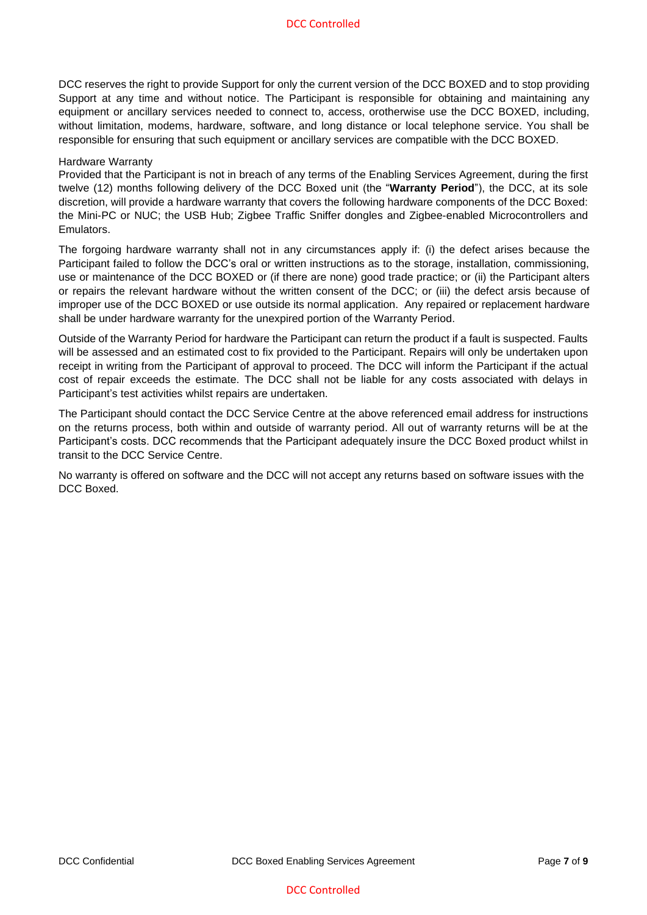DCC reserves the right to provide Support for only the current version of the DCC BOXED and to stop providing Support at any time and without notice. The Participant is responsible for obtaining and maintaining any equipment or ancillary services needed to connect to, access, orotherwise use the DCC BOXED, including, without limitation, modems, hardware, software, and long distance or local telephone service. You shall be responsible for ensuring that such equipment or ancillary services are compatible with the DCC BOXED.

Hardware Warranty

Provided that the Participant is not in breach of any terms of the Enabling Services Agreement, during the first twelve (12) months following delivery of the DCC Boxed unit (the "**Warranty Period**"), the DCC, at its sole discretion, will provide a hardware warranty that covers the following hardware components of the DCC Boxed: the Mini-PC or NUC; the USB Hub; Zigbee Traffic Sniffer dongles and Zigbee-enabled Microcontrollers and Emulators.

The forgoing hardware warranty shall not in any circumstances apply if: (i) the defect arises because the Participant failed to follow the DCC's oral or written instructions as to the storage, installation, commissioning, use or maintenance of the DCC BOXED or (if there are none) good trade practice; or (ii) the Participant alters or repairs the relevant hardware without the written consent of the DCC; or (iii) the defect arsis because of improper use of the DCC BOXED or use outside its normal application. Any repaired or replacement hardware shall be under hardware warranty for the unexpired portion of the Warranty Period.

Outside of the Warranty Period for hardware the Participant can return the product if a fault is suspected. Faults will be assessed and an estimated cost to fix provided to the Participant. Repairs will only be undertaken upon receipt in writing from the Participant of approval to proceed. The DCC will inform the Participant if the actual cost of repair exceeds the estimate. The DCC shall not be liable for any costs associated with delays in Participant's test activities whilst repairs are undertaken.

The Participant should contact the DCC Service Centre at the above referenced email address for instructions on the returns process, both within and outside of warranty period. All out of warranty returns will be at the Participant's costs. DCC recommends that the Participant adequately insure the DCC Boxed product whilst in transit to the DCC Service Centre.

No warranty is offered on software and the DCC will not accept any returns based on software issues with the DCC Boxed.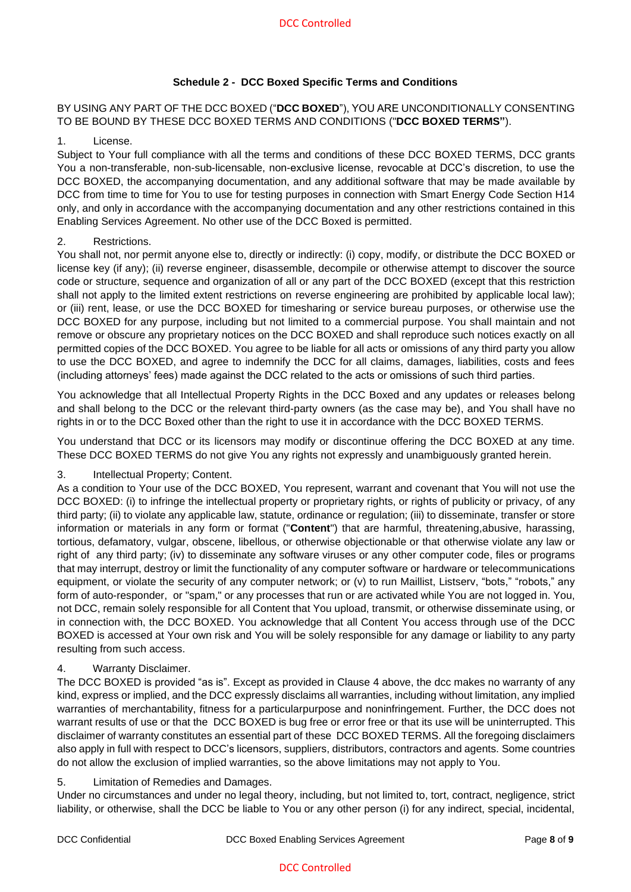**Schedule 2 - DCC Boxed Specific Terms and Conditions**

BY USING ANY PART OF THE DCC BOXED ("**DCC BOXED**"), YOU ARE UNCONDITIONALLY CONSENTING TO BE BOUND BY THESE DCC BOXED TERMS AND CONDITIONS ("**DCC BOXED TERMS"**).

1. License.

Subject to Your full compliance with all the terms and conditions of these DCC BOXED TERMS, DCC grants You a non-transferable, non-sub-licensable, non-exclusive license, revocable at DCC's discretion, to use the DCC BOXED, the accompanying documentation, and any additional software that may be made available by DCC from time to time for You to use for testing purposes in connection with Smart Energy Code Section H14 only, and only in accordance with the accompanying documentation and any other restrictions contained in this Enabling Services Agreement. No other use of the DCC Boxed is permitted.

2. Restrictions.

You shall not, nor permit anyone else to, directly or indirectly: (i) copy, modify, or distribute the DCC BOXED or license key (if any); (ii) reverse engineer, disassemble, decompile or otherwise attempt to discover the source code or structure, sequence and organization of all or any part of the DCC BOXED (except that this restriction shall not apply to the limited extent restrictions on reverse engineering are prohibited by applicable local law); or (iii) rent, lease, or use the DCC BOXED for timesharing or service bureau purposes, or otherwise use the DCC BOXED for any purpose, including but not limited to a commercial purpose. You shall maintain and not remove or obscure any proprietary notices on the DCC BOXED and shall reproduce such notices exactly on all permitted copies of the DCC BOXED. You agree to be liable for all acts or omissions of any third party you allow to use the DCC BOXED, and agree to indemnify the DCC for all claims, damages, liabilities, costs and fees (including attorneys' fees) made against the DCC related to the acts or omissions of such third parties.

You acknowledge that all Intellectual Property Rights in the DCC Boxed and any updates or releases belong and shall belong to the DCC or the relevant third-party owners (as the case may be), and You shall have no rights in or to the DCC Boxed other than the right to use it in accordance with the DCC BOXED TERMS.

You understand that DCC or its licensors may modify or discontinue offering the DCC BOXED at any time. These DCC BOXED TERMS do not give You any rights not expressly and unambiguously granted herein.

3. Intellectual Property; Content.

As a condition to Your use of the DCC BOXED, You represent, warrant and covenant that You will not use the DCC BOXED: (i) to infringe the intellectual property or proprietary rights, or rights of publicity or privacy, of any third party; (ii) to violate any applicable law, statute, ordinance or regulation; (iii) to disseminate, transfer or store information or materials in any form or format ("**Content**") that are harmful, threatening,abusive, harassing, tortious, defamatory, vulgar, obscene, libellous, or otherwise objectionable or that otherwise violate any law or right of any third party; (iv) to disseminate any software viruses or any other computer code, files or programs that may interrupt, destroy or limit the functionality of any computer software or hardware or telecommunications equipment, or violate the security of any computer network; or (v) to run Maillist, Listserv, "bots," "robots," any form of auto-responder, or "spam," or any processes that run or are activated while You are not logged in. You, not DCC, remain solely responsible for all Content that You upload, transmit, or otherwise disseminate using, or in connection with, the DCC BOXED. You acknowledge that all Content You access through use of the DCC BOXED is accessed at Your own risk and You will be solely responsible for any damage or liability to any party resulting from such access.

4. Warranty Disclaimer.

The DCC BOXED is provided "as is". Except as provided in Clause 4 above, the dcc makes no warranty of any kind, express or implied, and the DCC expressly disclaims all warranties, including without limitation, any implied warranties of merchantability, fitness for a particularpurpose and noninfringement. Further, the DCC does not warrant results of use or that the DCC BOXED is bug free or error free or that its use will be uninterrupted. This disclaimer of warranty constitutes an essential part of these DCC BOXED TERMS. All the foregoing disclaimers also apply in full with respect to DCC's licensors, suppliers, distributors, contractors and agents. Some countries do not allow the exclusion of implied warranties, so the above limitations may not apply to You.

5. Limitation of Remedies and Damages.

Under no circumstances and under no legal theory, including, but not limited to, tort, contract, negligence, strict liability, or otherwise, shall the DCC be liable to You or any other person (i) for any indirect, special, incidental,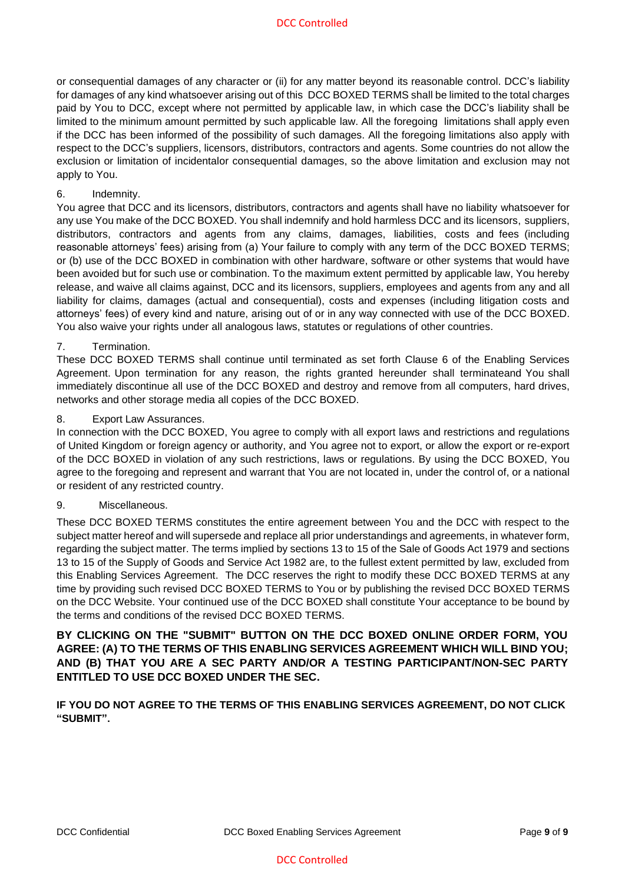or consequential damages of any character or (ii) for any matter beyond its reasonable control. DCC's liability for damages of any kind whatsoever arising out of this DCC BOXED TERMS shall be limited to the total charges paid by You to DCC, except where not permitted by applicable law, in which case the DCC's liability shall be limited to the minimum amount permitted by such applicable law. All the foregoing limitations shall apply even if the DCC has been informed of the possibility of such damages. All the foregoing limitations also apply with respect to the DCC's suppliers, licensors, distributors, contractors and agents. Some countries do not allow the exclusion or limitation of incidentalor consequential damages, so the above limitation and exclusion may not apply to You.

6. Indemnity.

You agree that DCC and its licensors, distributors, contractors and agents shall have no liability whatsoever for any use You make of the DCC BOXED. You shall indemnify and hold harmless DCC and its licensors, suppliers, distributors, contractors and agents from any claims, damages, liabilities, costs and fees (including reasonable attorneys' fees) arising from (a) Your failure to comply with any term of the DCC BOXED TERMS; or (b) use of the DCC BOXED in combination with other hardware, software or other systems that would have been avoided but for such use or combination. To the maximum extent permitted by applicable law, You hereby release, and waive all claims against, DCC and its licensors, suppliers, employees and agents from any and all liability for claims, damages (actual and consequential), costs and expenses (including litigation costs and attorneys' fees) of every kind and nature, arising out of or in any way connected with use of the DCC BOXED. You also waive your rights under all analogous laws, statutes or regulations of other countries.

7. Termination.

These DCC BOXED TERMS shall continue until terminated as set forth Clause 6 of the Enabling Services Agreement. Upon termination for any reason, the rights granted hereunder shall terminateand You shall immediately discontinue all use of the DCC BOXED and destroy and remove from all computers, hard drives, networks and other storage media all copies of the DCC BOXED.

8. Export Law Assurances.

In connection with the DCC BOXED, You agree to comply with all export laws and restrictions and regulations of United Kingdom or foreign agency or authority, and You agree not to export, or allow the export or re-export of the DCC BOXED in violation of any such restrictions, laws or regulations. By using the DCC BOXED, You agree to the foregoing and represent and warrant that You are not located in, under the control of, or a national or resident of any restricted country.

9. Miscellaneous.

These DCC BOXED TERMS constitutes the entire agreement between You and the DCC with respect to the subject matter hereof and will supersede and replace all prior understandings and agreements, in whatever form, regarding the subject matter. The terms implied by sections 13 to 15 of the Sale of Goods Act 1979 and sections 13 to 15 of the Supply of Goods and Service Act 1982 are, to the fullest extent permitted by law, excluded from this Enabling Services Agreement. The DCC reserves the right to modify these DCC BOXED TERMS at any time by providing such revised DCC BOXED TERMS to You or by publishing the revised DCC BOXED TERMS on the DCC Website. Your continued use of the DCC BOXED shall constitute Your acceptance to be bound by the terms and conditions of the revised DCC BOXED TERMS.

**BY CLICKING ON THE "SUBMIT" BUTTON ON THE DCC BOXED ONLINE ORDER FORM, YOU AGREE: (A) TO THE TERMS OF THIS ENABLING SERVICES AGREEMENT WHICH WILL BIND YOU; AND (B) THAT YOU ARE A SEC PARTY AND/OR A TESTING PARTICIPANT/NON-SEC PARTY ENTITLED TO USE DCC BOXED UNDER THE SEC.**

**IF YOU DO NOT AGREE TO THE TERMS OF THIS ENABLING SERVICES AGREEMENT, DO NOT CLICK "SUBMIT".**